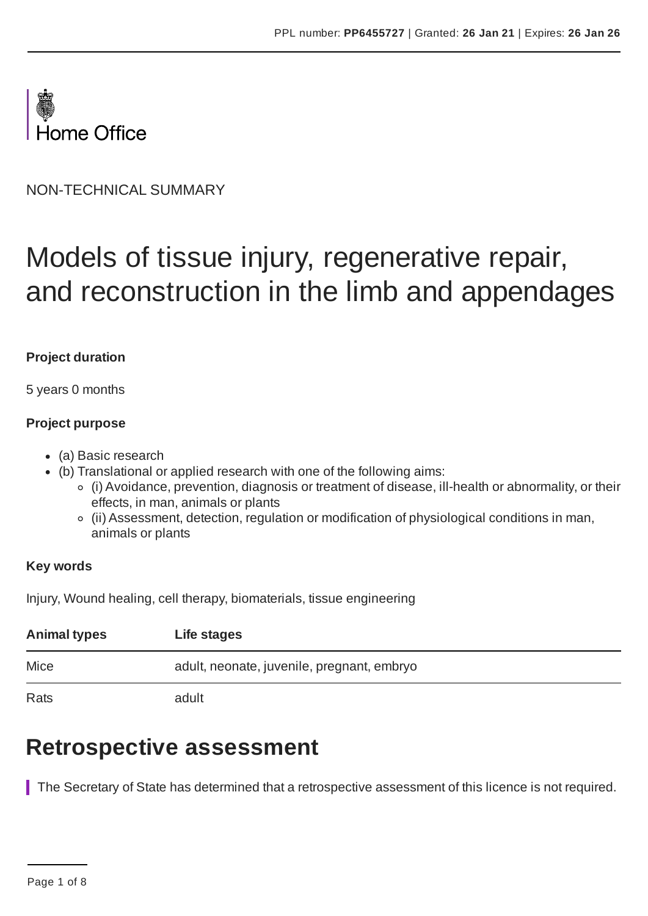PPL number: **PP6455727** | Granted: **26 Jan 21** | Expires: **26 Jan 26**

Home Office

NON-TECHNICAL SUMMARY

# Models of tissue injury, regenerative repair, and reconstruction in the limb and appendages

**Project duration**

5 years 0 months

**Project purpose**

- (a) Basic research
- (b) Translational or applied research with one of the following aims:
  - (i) Avoidance, prevention, diagnosis or treatment of disease, ill-health or abnormality, or their effects, in man, animals or plants
  - (ii) Assessment, detection, regulation or modification of physiological conditions in man, animals or plants

**Key words**

Injury, Wound healing, cell therapy, biomaterials, tissue engineering

| Animal types | Life stages |
| --- | --- |
| Mice | adult, neonate, juvenile, pregnant, embryo |
| Rats | adult |

## Retrospective assessment

The Secretary of State has determined that a retrospective assessment of this licence is not required.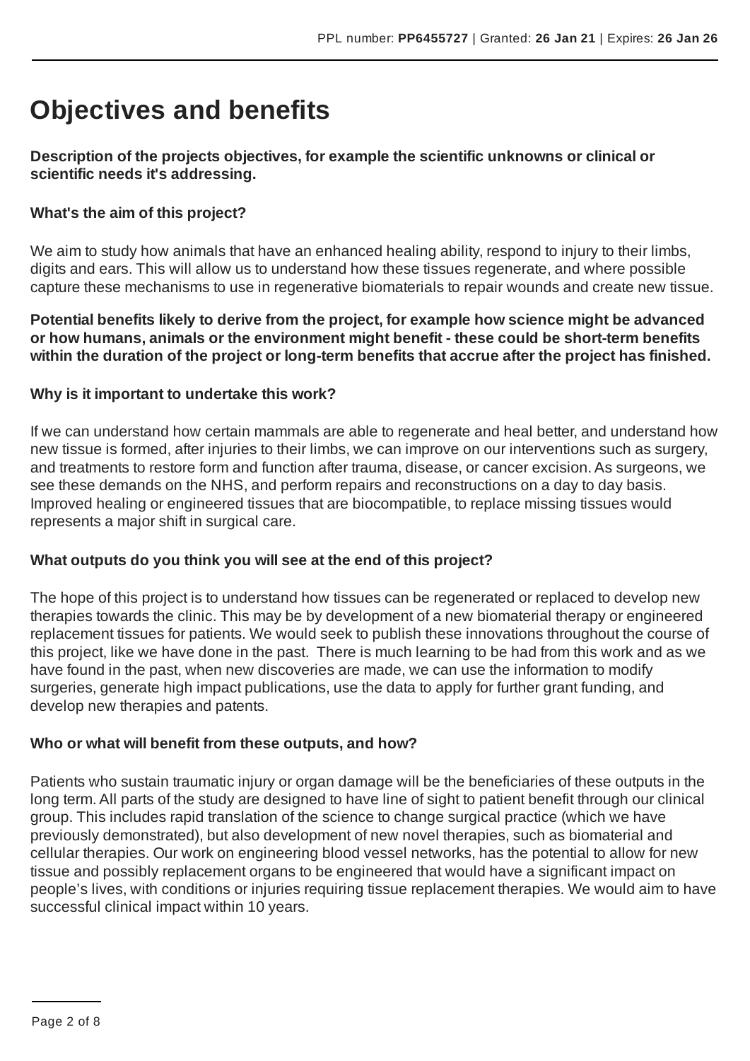# Objectives and benefits

**Description of the projects objectives, for example the scientific unknowns or clinical or scientific needs it's addressing.**

**What's the aim of this project?**

We aim to study how animals that have an enhanced healing ability, respond to injury to their limbs, digits and ears. This will allow us to understand how these tissues regenerate, and where possible capture these mechanisms to use in regenerative biomaterials to repair wounds and create new tissue.

**Potential benefits likely to derive from the project, for example how science might be advanced or how humans, animals or the environment might benefit - these could be short-term benefits within the duration of the project or long-term benefits that accrue after the project has finished.**

**Why is it important to undertake this work?**

If we can understand how certain mammals are able to regenerate and heal better, and understand how new tissue is formed, after injuries to their limbs, we can improve on our interventions such as surgery, and treatments to restore form and function after trauma, disease, or cancer excision. As surgeons, we see these demands on the NHS, and perform repairs and reconstructions on a day to day basis. Improved healing or engineered tissues that are biocompatible, to replace missing tissues would represents a major shift in surgical care.

**What outputs do you think you will see at the end of this project?**

The hope of this project is to understand how tissues can be regenerated or replaced to develop new therapies towards the clinic. This may be by development of a new biomaterial therapy or engineered replacement tissues for patients. We would seek to publish these innovations throughout the course of this project, like we have done in the past. There is much learning to be had from this work and as we have found in the past, when new discoveries are made, we can use the information to modify surgeries, generate high impact publications, use the data to apply for further grant funding, and develop new therapies and patents.

**Who or what will benefit from these outputs, and how?**

Patients who sustain traumatic injury or organ damage will be the beneficiaries of these outputs in the long term. All parts of the study are designed to have line of sight to patient benefit through our clinical group. This includes rapid translation of the science to change surgical practice (which we have previously demonstrated), but also development of new novel therapies, such as biomaterial and cellular therapies. Our work on engineering blood vessel networks, has the potential to allow for new tissue and possibly replacement organs to be engineered that would have a significant impact on people's lives, with conditions or injuries requiring tissue replacement therapies. We would aim to have successful clinical impact within 10 years.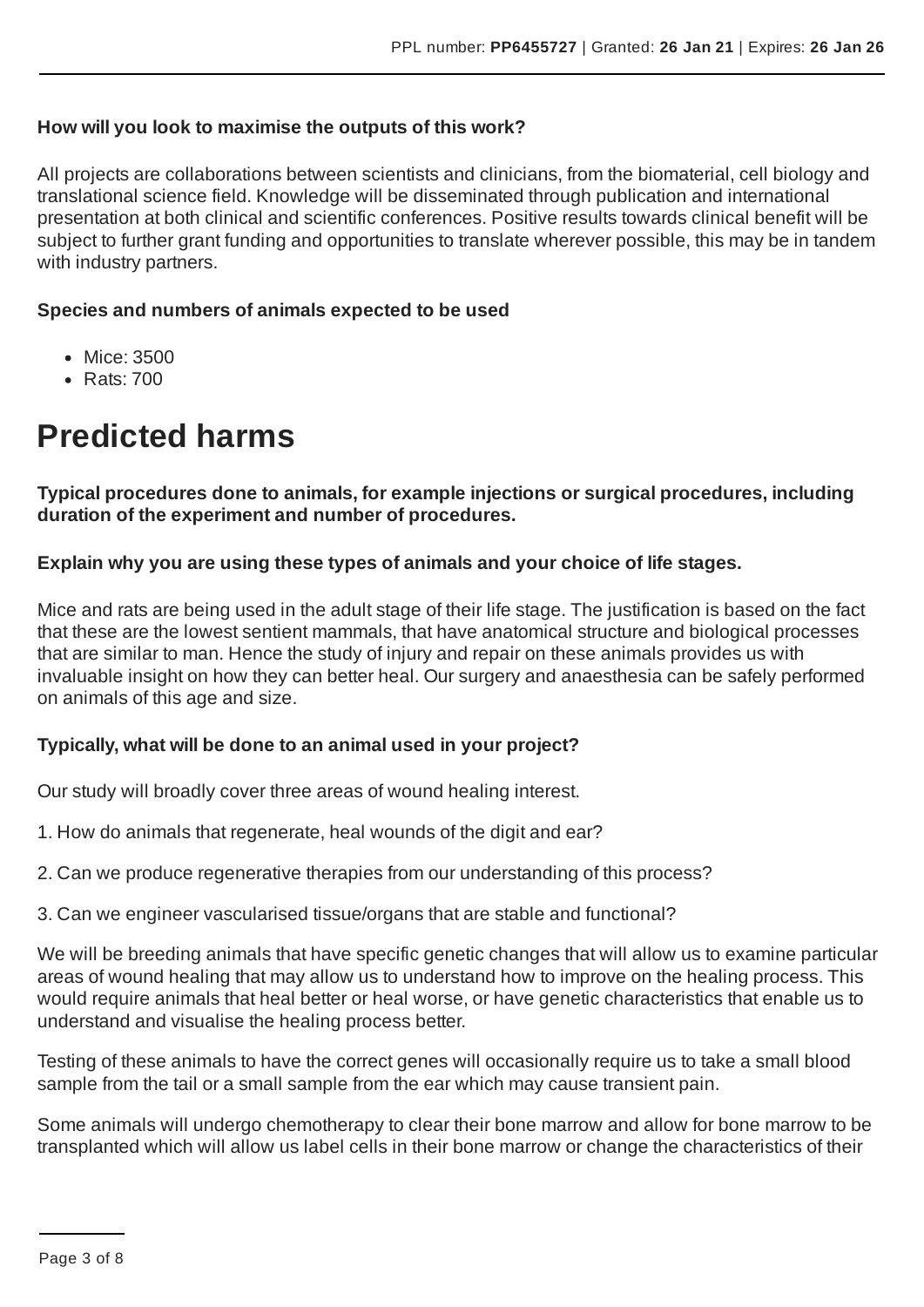**How will you look to maximise the outputs of this work?**

All projects are collaborations between scientists and clinicians, from the biomaterial, cell biology and translational science field. Knowledge will be disseminated through publication and international presentation at both clinical and scientific conferences. Positive results towards clinical benefit will be subject to further grant funding and opportunities to translate wherever possible, this may be in tandem with industry partners.

**Species and numbers of animals expected to be used**

- Mice: 3500
- Rats: 700

# Predicted harms

**Typical procedures done to animals, for example injections or surgical procedures, including duration of the experiment and number of procedures.**

**Explain why you are using these types of animals and your choice of life stages.**

Mice and rats are being used in the adult stage of their life stage. The justification is based on the fact that these are the lowest sentient mammals, that have anatomical structure and biological processes that are similar to man. Hence the study of injury and repair on these animals provides us with invaluable insight on how they can better heal. Our surgery and anaesthesia can be safely performed on animals of this age and size.

**Typically, what will be done to an animal used in your project?**

Our study will broadly cover three areas of wound healing interest.

1. How do animals that regenerate, heal wounds of the digit and ear?

2. Can we produce regenerative therapies from our understanding of this process?

3. Can we engineer vascularised tissue/organs that are stable and functional?

We will be breeding animals that have specific genetic changes that will allow us to examine particular areas of wound healing that may allow us to understand how to improve on the healing process. This would require animals that heal better or heal worse, or have genetic characteristics that enable us to understand and visualise the healing process better.

Testing of these animals to have the correct genes will occasionally require us to take a small blood sample from the tail or a small sample from the ear which may cause transient pain.

Some animals will undergo chemotherapy to clear their bone marrow and allow for bone marrow to be transplanted which will allow us label cells in their bone marrow or change the characteristics of their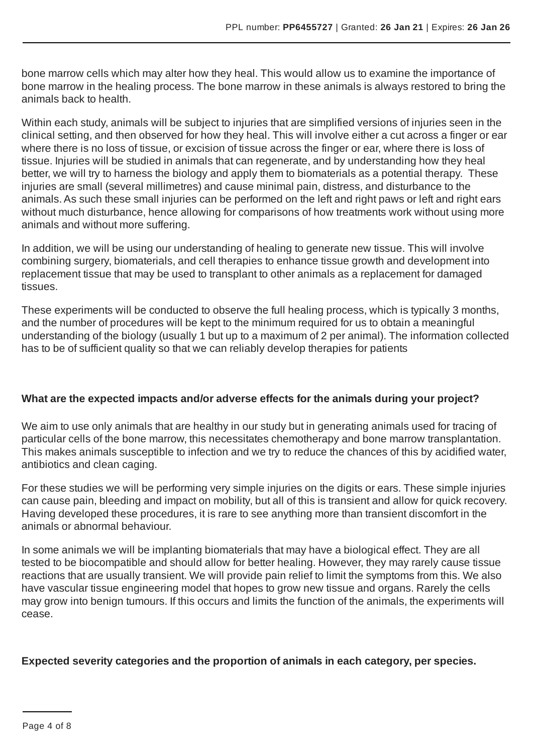bone marrow cells which may alter how they heal. This would allow us to examine the importance of bone marrow in the healing process. The bone marrow in these animals is always restored to bring the animals back to health.

Within each study, animals will be subject to injuries that are simplified versions of injuries seen in the clinical setting, and then observed for how they heal. This will involve either a cut across a finger or ear where there is no loss of tissue, or excision of tissue across the finger or ear, where there is loss of tissue. Injuries will be studied in animals that can regenerate, and by understanding how they heal better, we will try to harness the biology and apply them to biomaterials as a potential therapy. These injuries are small (several millimetres) and cause minimal pain, distress, and disturbance to the animals. As such these small injuries can be performed on the left and right paws or left and right ears without much disturbance, hence allowing for comparisons of how treatments work without using more animals and without more suffering.

In addition, we will be using our understanding of healing to generate new tissue. This will involve combining surgery, biomaterials, and cell therapies to enhance tissue growth and development into replacement tissue that may be used to transplant to other animals as a replacement for damaged tissues.

These experiments will be conducted to observe the full healing process, which is typically 3 months, and the number of procedures will be kept to the minimum required for us to obtain a meaningful understanding of the biology (usually 1 but up to a maximum of 2 per animal). The information collected has to be of sufficient quality so that we can reliably develop therapies for patients

**What are the expected impacts and/or adverse effects for the animals during your project?**

We aim to use only animals that are healthy in our study but in generating animals used for tracing of particular cells of the bone marrow, this necessitates chemotherapy and bone marrow transplantation. This makes animals susceptible to infection and we try to reduce the chances of this by acidified water, antibiotics and clean caging.

For these studies we will be performing very simple injuries on the digits or ears. These simple injuries can cause pain, bleeding and impact on mobility, but all of this is transient and allow for quick recovery. Having developed these procedures, it is rare to see anything more than transient discomfort in the animals or abnormal behaviour.

In some animals we will be implanting biomaterials that may have a biological effect. They are all tested to be biocompatible and should allow for better healing. However, they may rarely cause tissue reactions that are usually transient. We will provide pain relief to limit the symptoms from this. We also have vascular tissue engineering model that hopes to grow new tissue and organs. Rarely the cells may grow into benign tumours. If this occurs and limits the function of the animals, the experiments will cease.

**Expected severity categories and the proportion of animals in each category, per species.**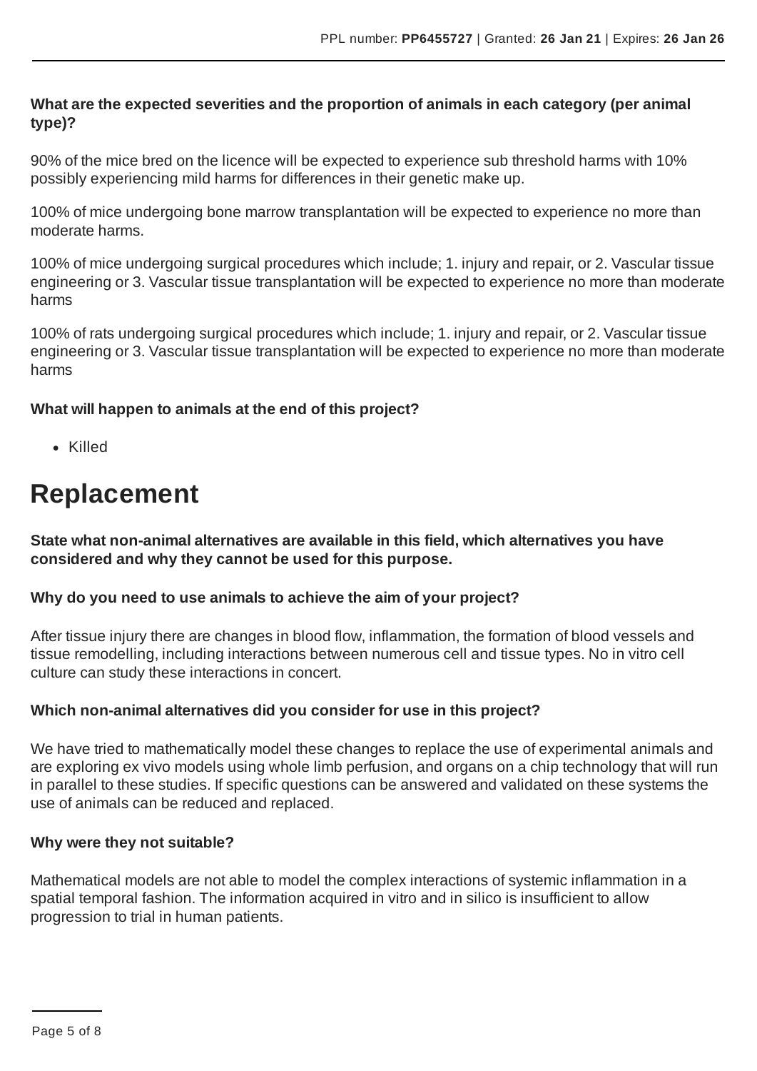**What are the expected severities and the proportion of animals in each category (per animal type)?**

90% of the mice bred on the licence will be expected to experience sub threshold harms with 10% possibly experiencing mild harms for differences in their genetic make up.

100% of mice undergoing bone marrow transplantation will be expected to experience no more than moderate harms.

100% of mice undergoing surgical procedures which include; 1. injury and repair, or 2. Vascular tissue engineering or 3. Vascular tissue transplantation will be expected to experience no more than moderate harms

100% of rats undergoing surgical procedures which include; 1. injury and repair, or 2. Vascular tissue engineering or 3. Vascular tissue transplantation will be expected to experience no more than moderate harms

**What will happen to animals at the end of this project?**

- Killed

# Replacement

**State what non-animal alternatives are available in this field, which alternatives you have considered and why they cannot be used for this purpose.**

**Why do you need to use animals to achieve the aim of your project?**

After tissue injury there are changes in blood flow, inflammation, the formation of blood vessels and tissue remodelling, including interactions between numerous cell and tissue types. No in vitro cell culture can study these interactions in concert.

**Which non-animal alternatives did you consider for use in this project?**

We have tried to mathematically model these changes to replace the use of experimental animals and are exploring ex vivo models using whole limb perfusion, and organs on a chip technology that will run in parallel to these studies. If specific questions can be answered and validated on these systems the use of animals can be reduced and replaced.

**Why were they not suitable?**

Mathematical models are not able to model the complex interactions of systemic inflammation in a spatial temporal fashion. The information acquired in vitro and in silico is insufficient to allow progression to trial in human patients.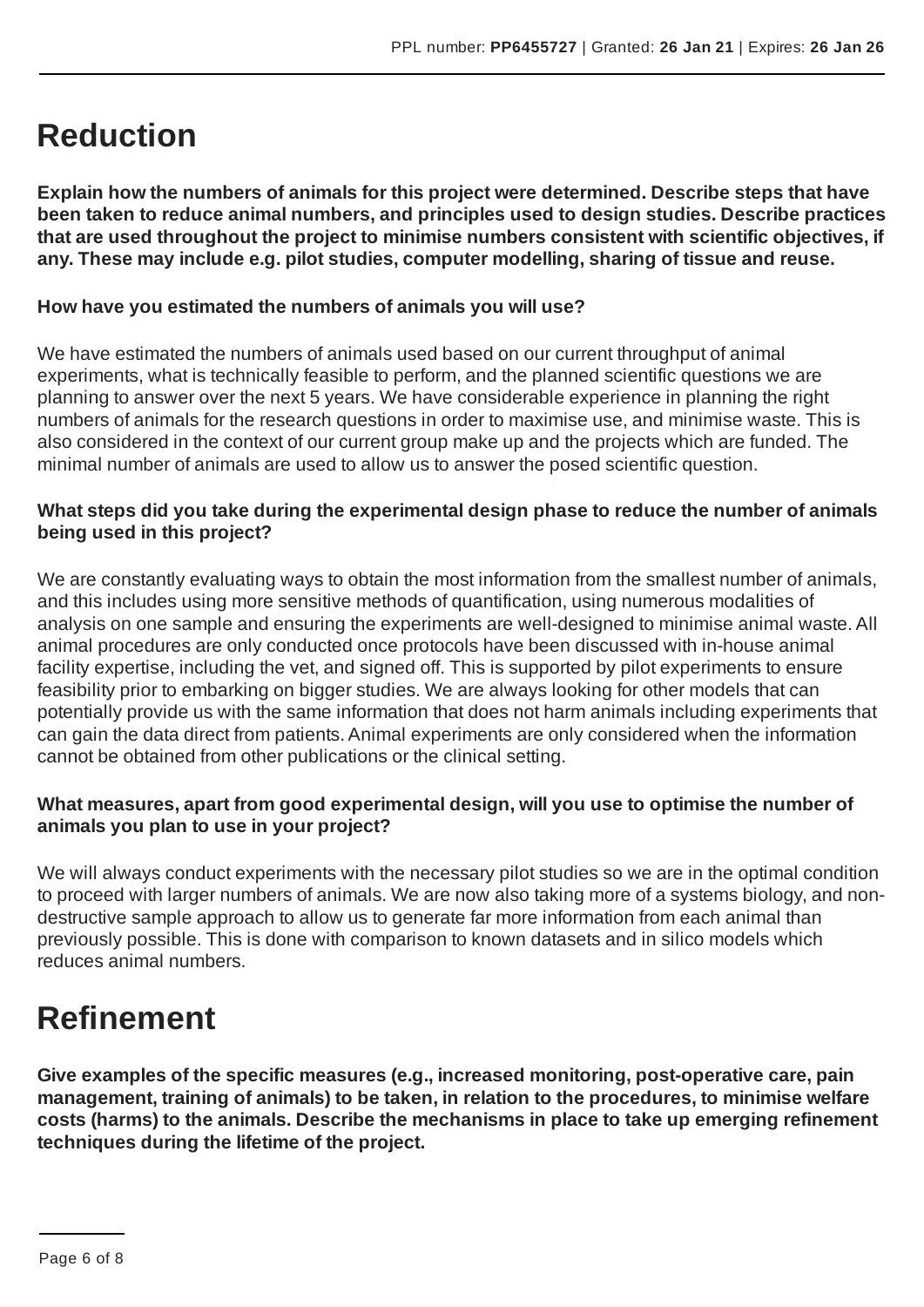# Reduction

**Explain how the numbers of animals for this project were determined. Describe steps that have been taken to reduce animal numbers, and principles used to design studies. Describe practices that are used throughout the project to minimise numbers consistent with scientific objectives, if any. These may include e.g. pilot studies, computer modelling, sharing of tissue and reuse.**

**How have you estimated the numbers of animals you will use?**

We have estimated the numbers of animals used based on our current throughput of animal experiments, what is technically feasible to perform, and the planned scientific questions we are planning to answer over the next 5 years. We have considerable experience in planning the right numbers of animals for the research questions in order to maximise use, and minimise waste. This is also considered in the context of our current group make up and the projects which are funded. The minimal number of animals are used to allow us to answer the posed scientific question.

**What steps did you take during the experimental design phase to reduce the number of animals being used in this project?**

We are constantly evaluating ways to obtain the most information from the smallest number of animals, and this includes using more sensitive methods of quantification, using numerous modalities of analysis on one sample and ensuring the experiments are well-designed to minimise animal waste. All animal procedures are only conducted once protocols have been discussed with in-house animal facility expertise, including the vet, and signed off. This is supported by pilot experiments to ensure feasibility prior to embarking on bigger studies. We are always looking for other models that can potentially provide us with the same information that does not harm animals including experiments that can gain the data direct from patients. Animal experiments are only considered when the information cannot be obtained from other publications or the clinical setting.

**What measures, apart from good experimental design, will you use to optimise the number of animals you plan to use in your project?**

We will always conduct experiments with the necessary pilot studies so we are in the optimal condition to proceed with larger numbers of animals. We are now also taking more of a systems biology, and non-destructive sample approach to allow us to generate far more information from each animal than previously possible. This is done with comparison to known datasets and in silico models which reduces animal numbers.

# Refinement

**Give examples of the specific measures (e.g., increased monitoring, post-operative care, pain management, training of animals) to be taken, in relation to the procedures, to minimise welfare costs (harms) to the animals. Describe the mechanisms in place to take up emerging refinement techniques during the lifetime of the project.**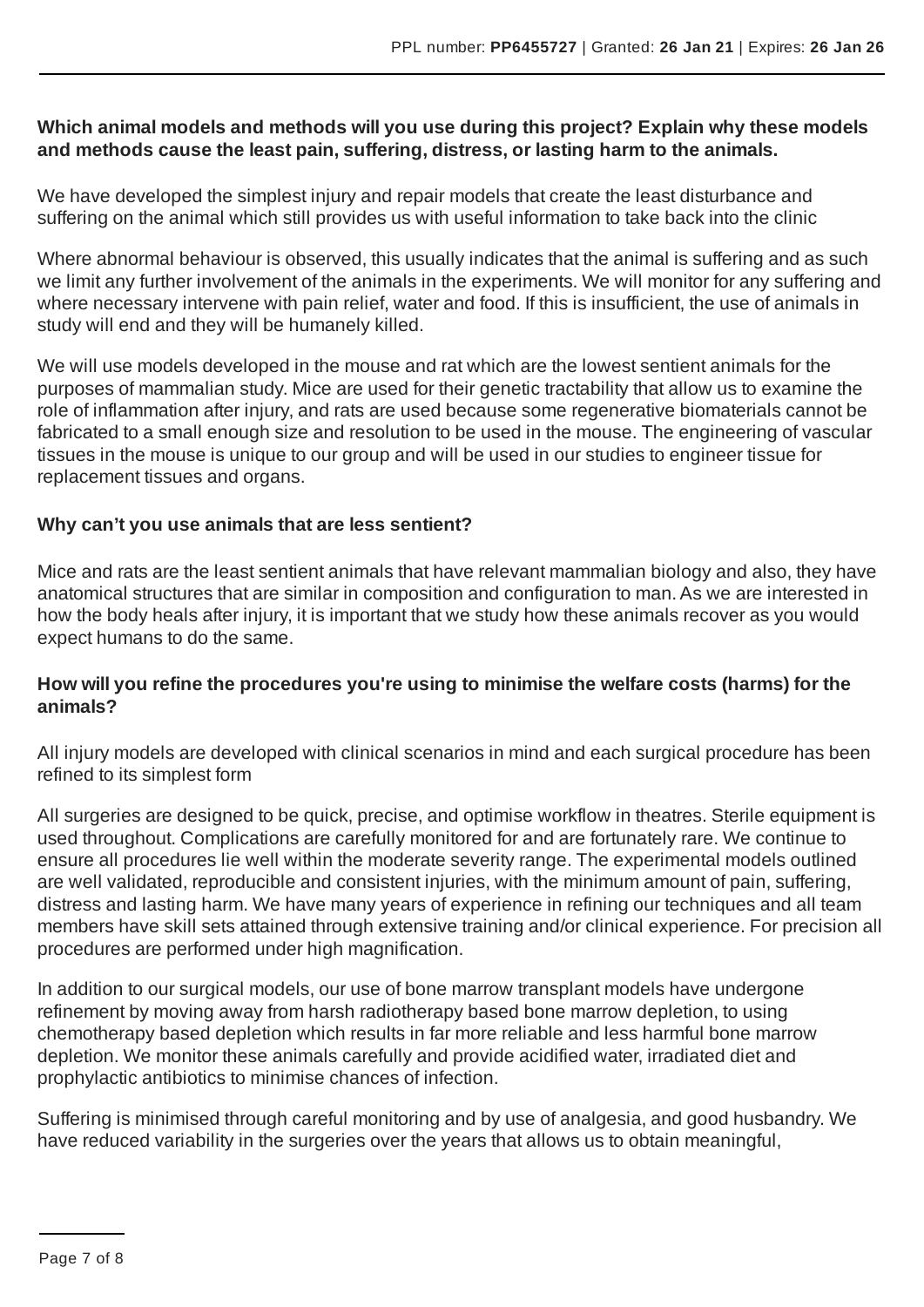**Which animal models and methods will you use during this project? Explain why these models and methods cause the least pain, suffering, distress, or lasting harm to the animals.**

We have developed the simplest injury and repair models that create the least disturbance and suffering on the animal which still provides us with useful information to take back into the clinic

Where abnormal behaviour is observed, this usually indicates that the animal is suffering and as such we limit any further involvement of the animals in the experiments. We will monitor for any suffering and where necessary intervene with pain relief, water and food. If this is insufficient, the use of animals in study will end and they will be humanely killed.

We will use models developed in the mouse and rat which are the lowest sentient animals for the purposes of mammalian study. Mice are used for their genetic tractability that allow us to examine the role of inflammation after injury, and rats are used because some regenerative biomaterials cannot be fabricated to a small enough size and resolution to be used in the mouse. The engineering of vascular tissues in the mouse is unique to our group and will be used in our studies to engineer tissue for replacement tissues and organs.

**Why can't you use animals that are less sentient?**

Mice and rats are the least sentient animals that have relevant mammalian biology and also, they have anatomical structures that are similar in composition and configuration to man. As we are interested in how the body heals after injury, it is important that we study how these animals recover as you would expect humans to do the same.

**How will you refine the procedures you're using to minimise the welfare costs (harms) for the animals?**

All injury models are developed with clinical scenarios in mind and each surgical procedure has been refined to its simplest form

All surgeries are designed to be quick, precise, and optimise workflow in theatres. Sterile equipment is used throughout. Complications are carefully monitored for and are fortunately rare. We continue to ensure all procedures lie well within the moderate severity range. The experimental models outlined are well validated, reproducible and consistent injuries, with the minimum amount of pain, suffering, distress and lasting harm. We have many years of experience in refining our techniques and all team members have skill sets attained through extensive training and/or clinical experience. For precision all procedures are performed under high magnification.

In addition to our surgical models, our use of bone marrow transplant models have undergone refinement by moving away from harsh radiotherapy based bone marrow depletion, to using chemotherapy based depletion which results in far more reliable and less harmful bone marrow depletion. We monitor these animals carefully and provide acidified water, irradiated diet and prophylactic antibiotics to minimise chances of infection.

Suffering is minimised through careful monitoring and by use of analgesia, and good husbandry. We have reduced variability in the surgeries over the years that allows us to obtain meaningful,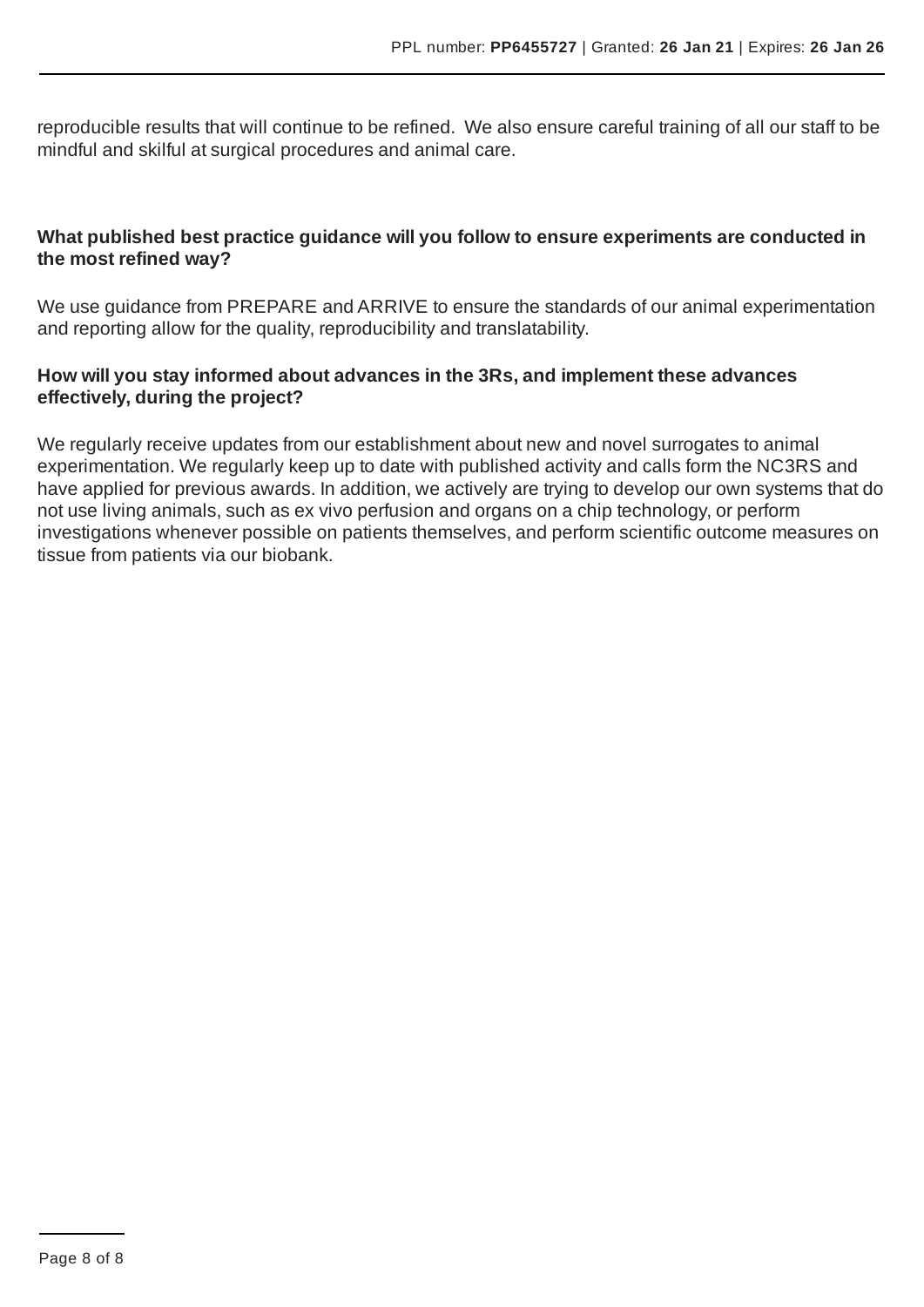reproducible results that will continue to be refined. We also ensure careful training of all our staff to be mindful and skilful at surgical procedures and animal care.

**What published best practice guidance will you follow to ensure experiments are conducted in the most refined way?**

We use guidance from PREPARE and ARRIVE to ensure the standards of our animal experimentation and reporting allow for the quality, reproducibility and translatability.

**How will you stay informed about advances in the 3Rs, and implement these advances effectively, during the project?**

We regularly receive updates from our establishment about new and novel surrogates to animal experimentation. We regularly keep up to date with published activity and calls form the NC3RS and have applied for previous awards. In addition, we actively are trying to develop our own systems that do not use living animals, such as ex vivo perfusion and organs on a chip technology, or perform investigations whenever possible on patients themselves, and perform scientific outcome measures on tissue from patients via our biobank.